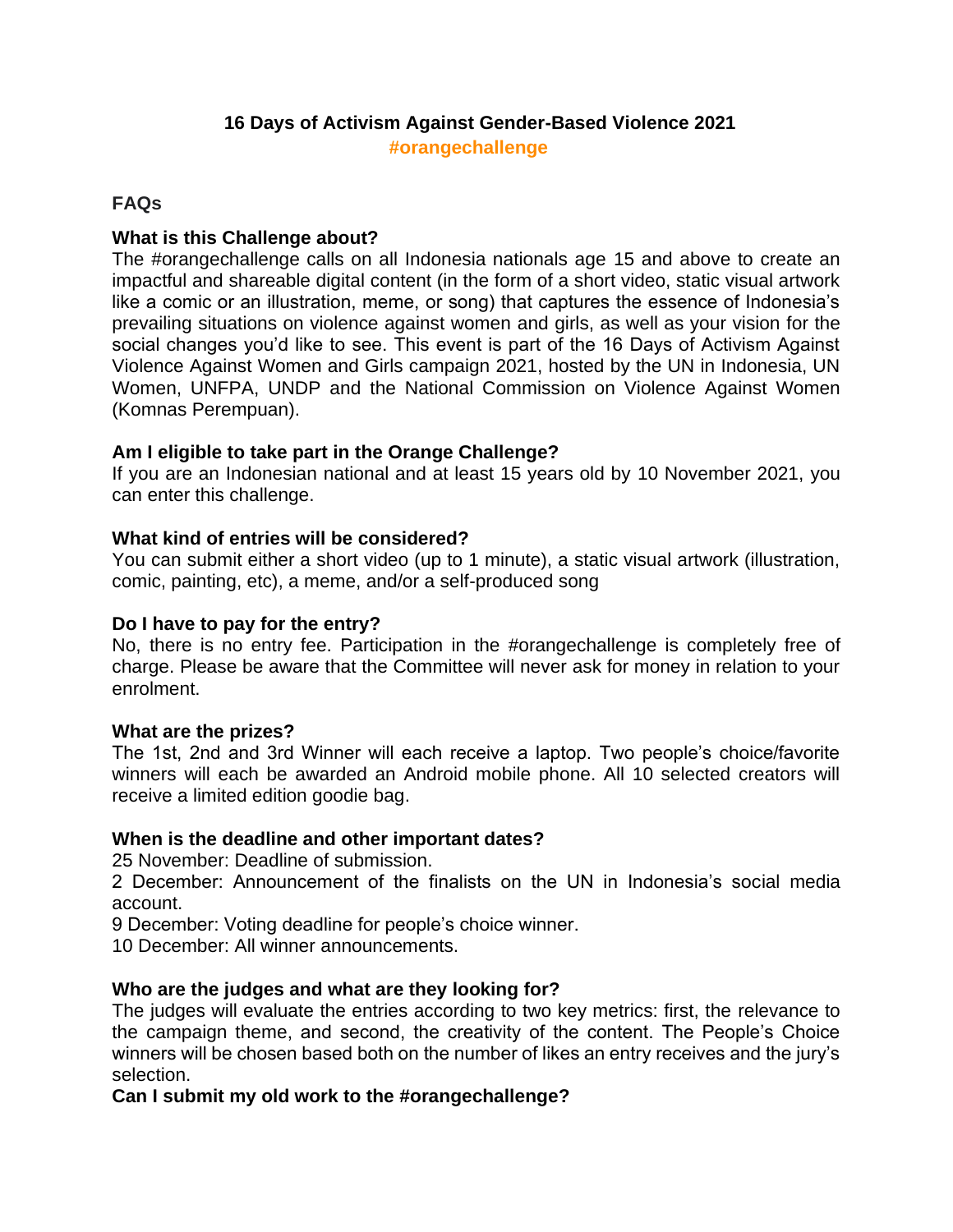# 16 Days of Activism Against Gender-Based Violence 2021

**#orangechallenge**

## FAQs

### What is this Challenge about?

The #orangechallenge calls on all Indonesia nationals age 15 and above to create an impactful and shareable digital content (in the form of a short video, static visual artwork like a comic or an illustration, meme, or song) that captures the essence of Indonesia's prevailing situations on violence against women and girls, as well as your vision for the social changes you'd like to see. This event is part of the 16 Days of Activism Against Violence Against Women and Girls campaign 2021, hosted by the UN in Indonesia, UN Women, UNFPA, UNDP and the National Commission on Violence Against Women (Komnas Perempuan).

### Am I eligible to take part in the Orange Challenge?

If you are an Indonesian national and at least 15 years old by 10 November 2021, you can enter this challenge.

### What kind of entries will be considered?

You can submit either a short video (up to 1 minute), a static visual artwork (illustration, comic, painting, etc), a meme, and/or a self-produced song

### Do I have to pay for the entry?

No, there is no entry fee. Participation in the #orangechallenge is completely free of charge. Please be aware that the Committee will never ask for money in relation to your enrolment.

### What are the prizes?

The 1st, 2nd and 3rd Winner will each receive a laptop. Two people's choice/favorite winners will each be awarded an Android mobile phone. All 10 selected creators will receive a limited edition goodie bag.

### When is the deadline and other important dates?

25 November: Deadline of submission.

2 December: Announcement of the finalists on the UN in Indonesia's social media account.

9 December: Voting deadline for people's choice winner.

10 December: All winner announcements.

### Who are the judges and what are they looking for?

The judges will evaluate the entries according to two key metrics: first, the relevance to the campaign theme, and second, the creativity of the content. The People's Choice winners will be chosen based both on the number of likes an entry receives and the jury's selection.

### Can I submit my old work to the #orangechallenge?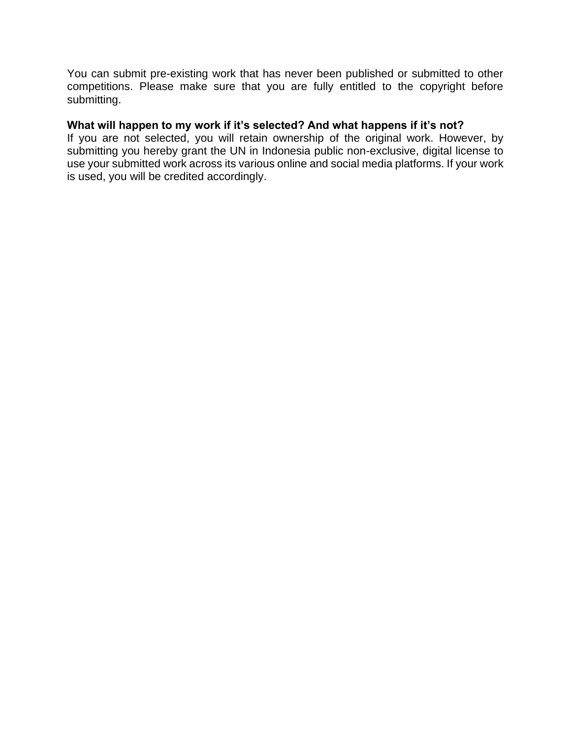You can submit pre-existing work that has never been published or submitted to other competitions. Please make sure that you are fully entitled to the copyright before submitting.

**What will happen to my work if it's selected? And what happens if it's not?**

If you are not selected, you will retain ownership of the original work. However, by submitting you hereby grant the UN in Indonesia public non-exclusive, digital license to use your submitted work across its various online and social media platforms. If your work is used, you will be credited accordingly.